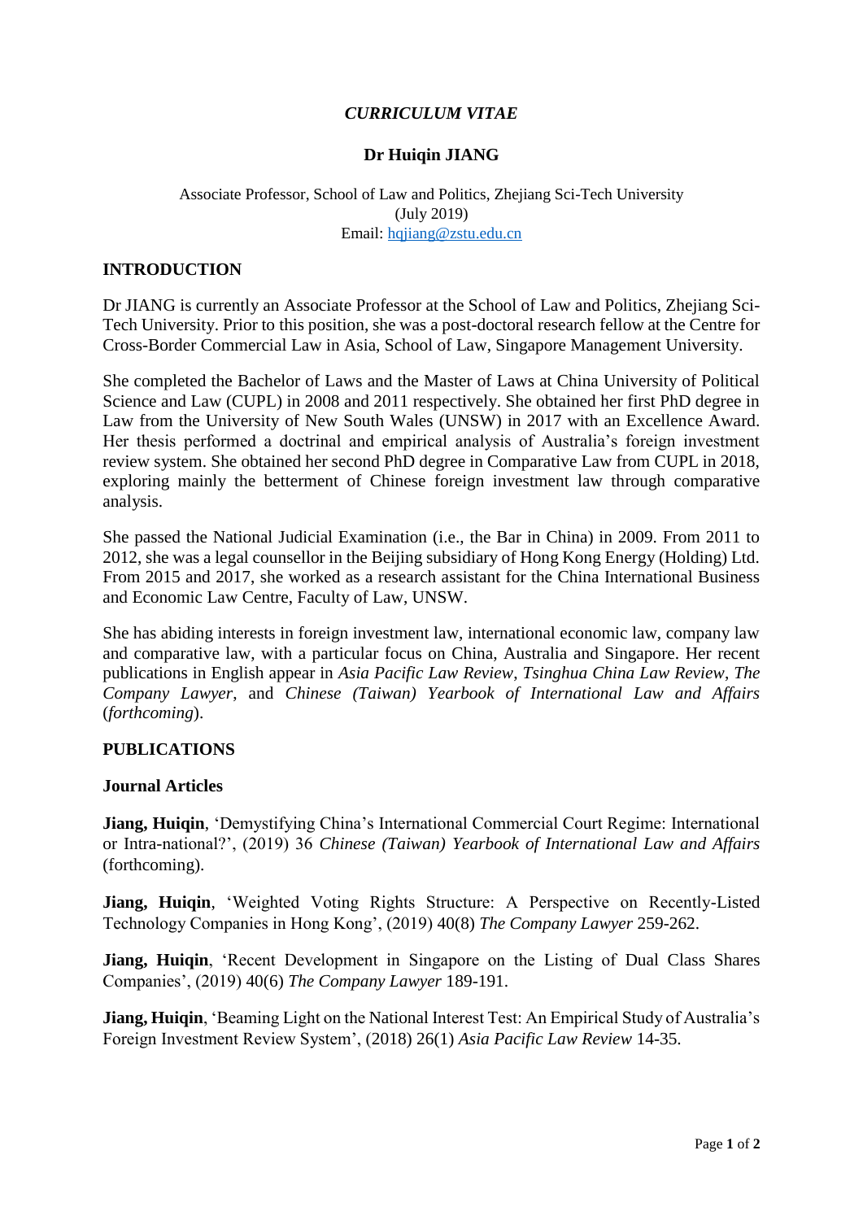# *CURRICULUM VITAE*

## Dr Huiqin JIANG

Associate Professor, School of Law and Politics, Zhejiang Sci-Tech University
(July 2019)
Email: hqjiang@zstu.edu.cn

### INTRODUCTION

Dr JIANG is currently an Associate Professor at the School of Law and Politics, Zhejiang Sci-Tech University. Prior to this position, she was a post-doctoral research fellow at the Centre for Cross-Border Commercial Law in Asia, School of Law, Singapore Management University.

She completed the Bachelor of Laws and the Master of Laws at China University of Political Science and Law (CUPL) in 2008 and 2011 respectively. She obtained her first PhD degree in Law from the University of New South Wales (UNSW) in 2017 with an Excellence Award. Her thesis performed a doctrinal and empirical analysis of Australia's foreign investment review system. She obtained her second PhD degree in Comparative Law from CUPL in 2018, exploring mainly the betterment of Chinese foreign investment law through comparative analysis.

She passed the National Judicial Examination (i.e., the Bar in China) in 2009. From 2011 to 2012, she was a legal counsellor in the Beijing subsidiary of Hong Kong Energy (Holding) Ltd. From 2015 and 2017, she worked as a research assistant for the China International Business and Economic Law Centre, Faculty of Law, UNSW.

She has abiding interests in foreign investment law, international economic law, company law and comparative law, with a particular focus on China, Australia and Singapore. Her recent publications in English appear in *Asia Pacific Law Review*, *Tsinghua China Law Review*, *The Company Lawyer*, and *Chinese (Taiwan) Yearbook of International Law and Affairs* (*forthcoming*).

### PUBLICATIONS

#### Journal Articles

**Jiang, Huiqin**, 'Demystifying China's International Commercial Court Regime: International or Intra-national?', (2019) 36 *Chinese (Taiwan) Yearbook of International Law and Affairs* (forthcoming).

**Jiang, Huiqin**, 'Weighted Voting Rights Structure: A Perspective on Recently-Listed Technology Companies in Hong Kong', (2019) 40(8) *The Company Lawyer* 259-262.

**Jiang, Huiqin**, 'Recent Development in Singapore on the Listing of Dual Class Shares Companies', (2019) 40(6) *The Company Lawyer* 189-191.

**Jiang, Huiqin**, 'Beaming Light on the National Interest Test: An Empirical Study of Australia's Foreign Investment Review System', (2018) 26(1) *Asia Pacific Law Review* 14-35.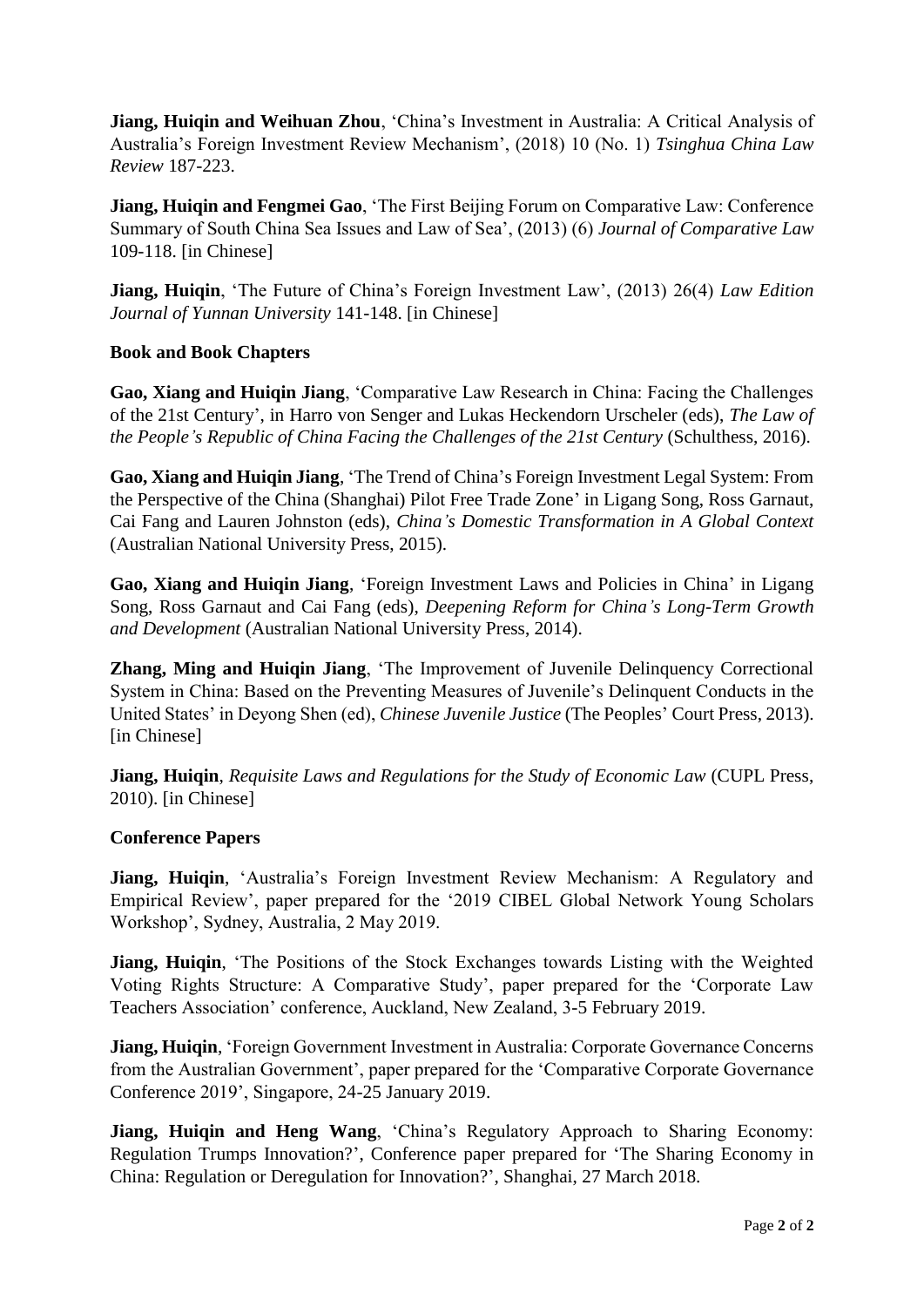**Jiang, Huiqin and Weihuan Zhou**, 'China's Investment in Australia: A Critical Analysis of Australia's Foreign Investment Review Mechanism', (2018) 10 (No. 1) *Tsinghua China Law Review* 187-223.

**Jiang, Huiqin and Fengmei Gao**, 'The First Beijing Forum on Comparative Law: Conference Summary of South China Sea Issues and Law of Sea', (2013) (6) *Journal of Comparative Law* 109-118. [in Chinese]

**Jiang, Huiqin**, 'The Future of China's Foreign Investment Law', (2013) 26(4) *Law Edition Journal of Yunnan University* 141-148. [in Chinese]

**Book and Book Chapters**

**Gao, Xiang and Huiqin Jiang**, 'Comparative Law Research in China: Facing the Challenges of the 21st Century', in Harro von Senger and Lukas Heckendorn Urscheler (eds), *The Law of the People's Republic of China Facing the Challenges of the 21st Century* (Schulthess, 2016).

**Gao, Xiang and Huiqin Jiang**, 'The Trend of China's Foreign Investment Legal System: From the Perspective of the China (Shanghai) Pilot Free Trade Zone' in Ligang Song, Ross Garnaut, Cai Fang and Lauren Johnston (eds), *China's Domestic Transformation in A Global Context* (Australian National University Press, 2015).

**Gao, Xiang and Huiqin Jiang**, 'Foreign Investment Laws and Policies in China' in Ligang Song, Ross Garnaut and Cai Fang (eds), *Deepening Reform for China's Long-Term Growth and Development* (Australian National University Press, 2014).

**Zhang, Ming and Huiqin Jiang**, 'The Improvement of Juvenile Delinquency Correctional System in China: Based on the Preventing Measures of Juvenile's Delinquent Conducts in the United States' in Deyong Shen (ed), *Chinese Juvenile Justice* (The Peoples' Court Press, 2013). [in Chinese]

**Jiang, Huiqin**, *Requisite Laws and Regulations for the Study of Economic Law* (CUPL Press, 2010). [in Chinese]

**Conference Papers**

**Jiang, Huiqin**, 'Australia's Foreign Investment Review Mechanism: A Regulatory and Empirical Review', paper prepared for the '2019 CIBEL Global Network Young Scholars Workshop', Sydney, Australia, 2 May 2019.

**Jiang, Huiqin**, 'The Positions of the Stock Exchanges towards Listing with the Weighted Voting Rights Structure: A Comparative Study', paper prepared for the 'Corporate Law Teachers Association' conference, Auckland, New Zealand, 3-5 February 2019.

**Jiang, Huiqin**, 'Foreign Government Investment in Australia: Corporate Governance Concerns from the Australian Government', paper prepared for the 'Comparative Corporate Governance Conference 2019', Singapore, 24-25 January 2019.

**Jiang, Huiqin and Heng Wang**, 'China's Regulatory Approach to Sharing Economy: Regulation Trumps Innovation?', Conference paper prepared for 'The Sharing Economy in China: Regulation or Deregulation for Innovation?', Shanghai, 27 March 2018.